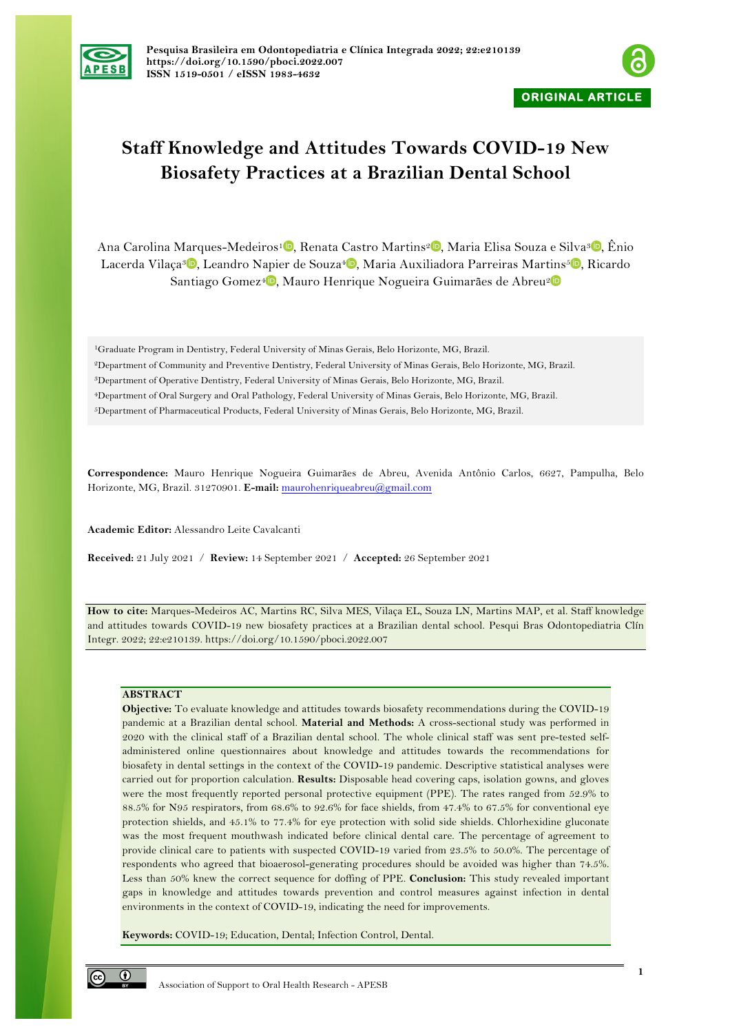Pesquisa Brasileira em Odontopediatria e Clínica Integrada 2022; 22:e210139
https://doi.org/10.1590/pboci.2022.007
ISSN 1519-0501 / eISSN 1983-4632

ORIGINAL ARTICLE

# Staff Knowledge and Attitudes Towards COVID-19 New Biosafety Practices at a Brazilian Dental School

Ana Carolina Marques-Medeiros[1], Renata Castro Martins[2], Maria Elisa Souza e Silva[3], Ênio Lacerda Vilaça[3], Leandro Napier de Souza[4], Maria Auxiliadora Parreiras Martins[5], Ricardo Santiago Gomez[4], Mauro Henrique Nogueira Guimarães de Abreu[2]

[1]Graduate Program in Dentistry, Federal University of Minas Gerais, Belo Horizonte, MG, Brazil.
[2]Department of Community and Preventive Dentistry, Federal University of Minas Gerais, Belo Horizonte, MG, Brazil.
[3]Department of Operative Dentistry, Federal University of Minas Gerais, Belo Horizonte, MG, Brazil.
[4]Department of Oral Surgery and Oral Pathology, Federal University of Minas Gerais, Belo Horizonte, MG, Brazil.
[5]Department of Pharmaceutical Products, Federal University of Minas Gerais, Belo Horizonte, MG, Brazil.

**Correspondence:** Mauro Henrique Nogueira Guimarães de Abreu, Avenida Antônio Carlos, 6627, Pampulha, Belo Horizonte, MG, Brazil. 31270901. **E-mail:** maurohenriqueabreu@gmail.com

**Academic Editor:** Alessandro Leite Cavalcanti

**Received:** 21 July 2021 / **Review:** 14 September 2021 / **Accepted:** 26 September 2021

**How to cite:** Marques-Medeiros AC, Martins RC, Silva MES, Vilaça EL, Souza LN, Martins MAP, et al. Staff knowledge and attitudes towards COVID-19 new biosafety practices at a Brazilian dental school. Pesqui Bras Odontopediatria Clín Integr. 2022; 22:e210139. https://doi.org/10.1590/pboci.2022.007

## ABSTRACT

**Objective:** To evaluate knowledge and attitudes towards biosafety recommendations during the COVID-19 pandemic at a Brazilian dental school. **Material and Methods:** A cross-sectional study was performed in 2020 with the clinical staff of a Brazilian dental school. The whole clinical staff was sent pre-tested self-administered online questionnaires about knowledge and attitudes towards the recommendations for biosafety in dental settings in the context of the COVID-19 pandemic. Descriptive statistical analyses were carried out for proportion calculation. **Results:** Disposable head covering caps, isolation gowns, and gloves were the most frequently reported personal protective equipment (PPE). The rates ranged from 52.9% to 88.5% for N95 respirators, from 68.6% to 92.6% for face shields, from 47.4% to 67.5% for conventional eye protection shields, and 45.1% to 77.4% for eye protection with solid side shields. Chlorhexidine gluconate was the most frequent mouthwash indicated before clinical dental care. The percentage of agreement to provide clinical care to patients with suspected COVID-19 varied from 23.5% to 50.0%. The percentage of respondents who agreed that bioaerosol-generating procedures should be avoided was higher than 74.5%. Less than 50% knew the correct sequence for doffing of PPE. **Conclusion:** This study revealed important gaps in knowledge and attitudes towards prevention and control measures against infection in dental environments in the context of COVID-19, indicating the need for improvements.

**Keywords:** COVID-19; Education, Dental; Infection Control, Dental.

Association of Support to Oral Health Research - APESB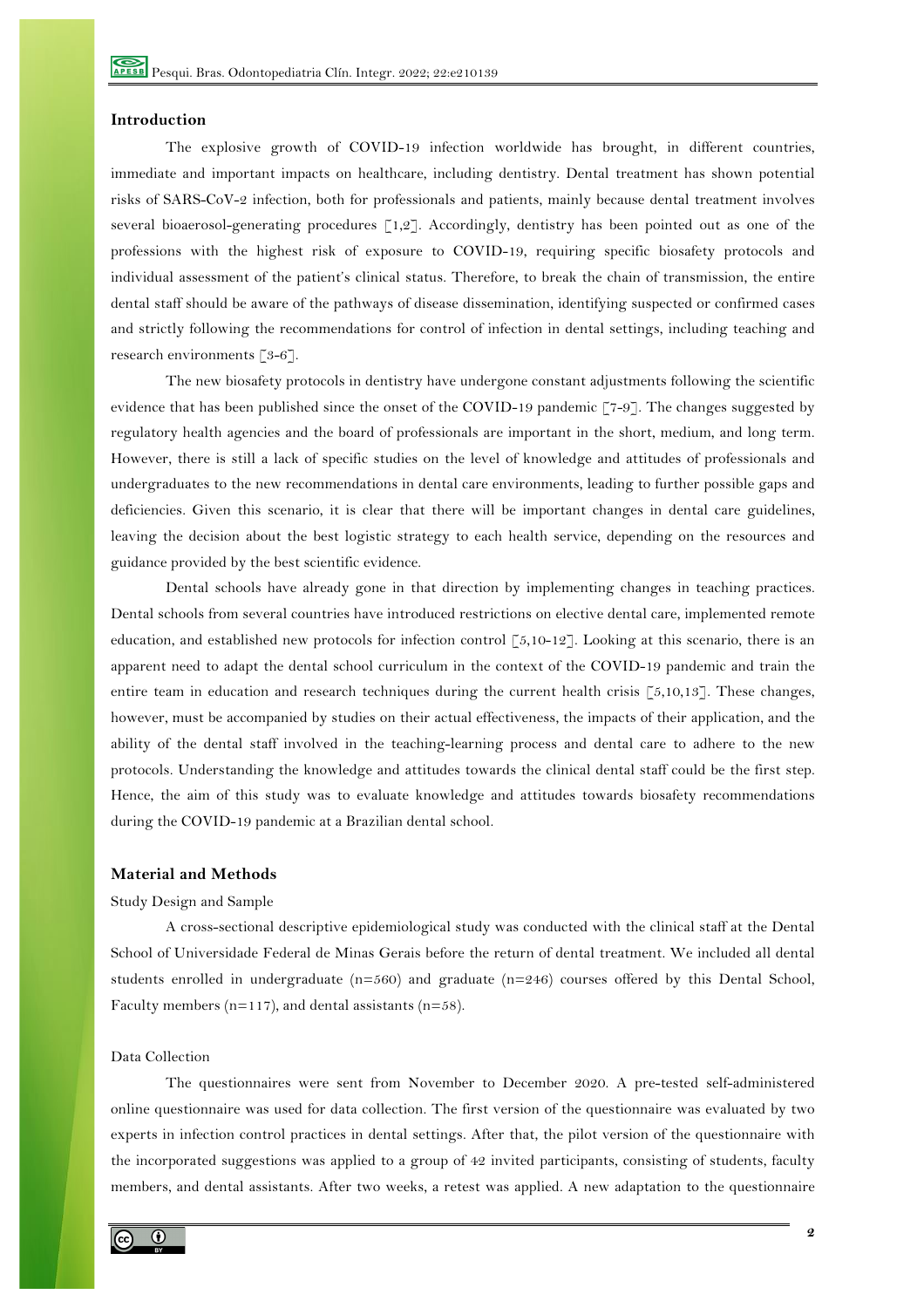## Introduction

The explosive growth of COVID-19 infection worldwide has brought, in different countries, immediate and important impacts on healthcare, including dentistry. Dental treatment has shown potential risks of SARS-CoV-2 infection, both for professionals and patients, mainly because dental treatment involves several bioaerosol-generating procedures [1,2]. Accordingly, dentistry has been pointed out as one of the professions with the highest risk of exposure to COVID-19, requiring specific biosafety protocols and individual assessment of the patient's clinical status. Therefore, to break the chain of transmission, the entire dental staff should be aware of the pathways of disease dissemination, identifying suspected or confirmed cases and strictly following the recommendations for control of infection in dental settings, including teaching and research environments [3-6].

The new biosafety protocols in dentistry have undergone constant adjustments following the scientific evidence that has been published since the onset of the COVID-19 pandemic [7-9]. The changes suggested by regulatory health agencies and the board of professionals are important in the short, medium, and long term. However, there is still a lack of specific studies on the level of knowledge and attitudes of professionals and undergraduates to the new recommendations in dental care environments, leading to further possible gaps and deficiencies. Given this scenario, it is clear that there will be important changes in dental care guidelines, leaving the decision about the best logistic strategy to each health service, depending on the resources and guidance provided by the best scientific evidence.

Dental schools have already gone in that direction by implementing changes in teaching practices. Dental schools from several countries have introduced restrictions on elective dental care, implemented remote education, and established new protocols for infection control [5,10-12]. Looking at this scenario, there is an apparent need to adapt the dental school curriculum in the context of the COVID-19 pandemic and train the entire team in education and research techniques during the current health crisis [5,10,13]. These changes, however, must be accompanied by studies on their actual effectiveness, the impacts of their application, and the ability of the dental staff involved in the teaching-learning process and dental care to adhere to the new protocols. Understanding the knowledge and attitudes towards the clinical dental staff could be the first step. Hence, the aim of this study was to evaluate knowledge and attitudes towards biosafety recommendations during the COVID-19 pandemic at a Brazilian dental school.

## Material and Methods

### Study Design and Sample

A cross-sectional descriptive epidemiological study was conducted with the clinical staff at the Dental School of Universidade Federal de Minas Gerais before the return of dental treatment. We included all dental students enrolled in undergraduate (n=560) and graduate (n=246) courses offered by this Dental School, Faculty members (n=117), and dental assistants (n=58).

### Data Collection

The questionnaires were sent from November to December 2020. A pre-tested self-administered online questionnaire was used for data collection. The first version of the questionnaire was evaluated by two experts in infection control practices in dental settings. After that, the pilot version of the questionnaire with the incorporated suggestions was applied to a group of 42 invited participants, consisting of students, faculty members, and dental assistants. After two weeks, a retest was applied. A new adaptation to the questionnaire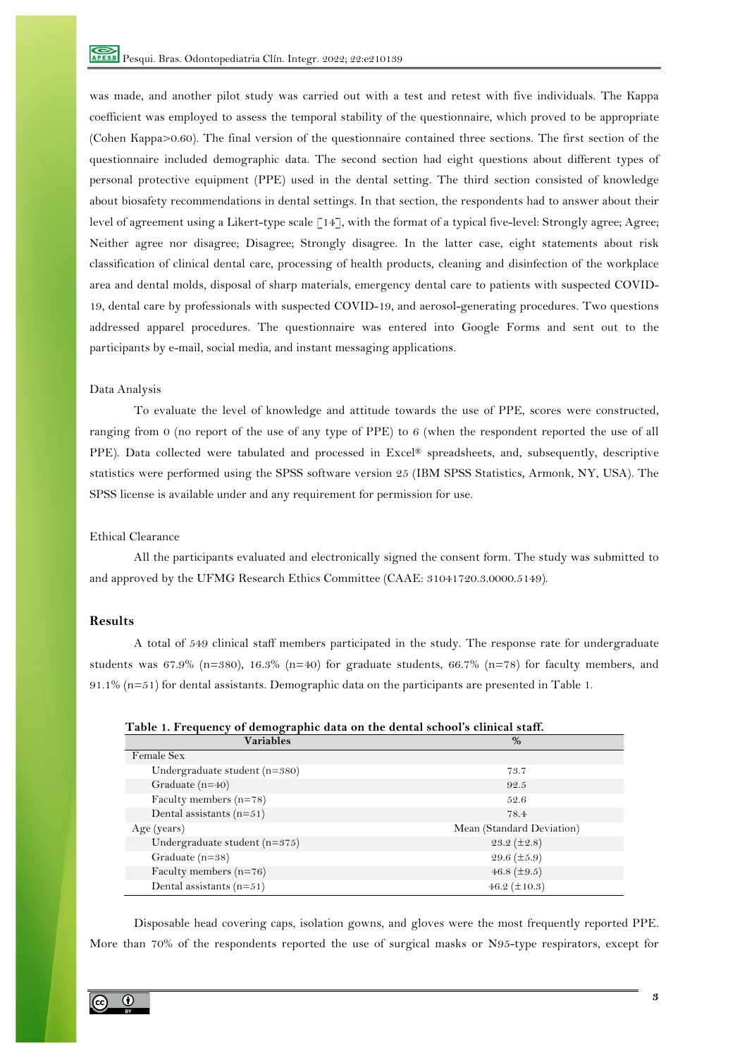was made, and another pilot study was carried out with a test and retest with five individuals. The Kappa coefficient was employed to assess the temporal stability of the questionnaire, which proved to be appropriate (Cohen Kappa>0.60). The final version of the questionnaire contained three sections. The first section of the questionnaire included demographic data. The second section had eight questions about different types of personal protective equipment (PPE) used in the dental setting. The third section consisted of knowledge about biosafety recommendations in dental settings. In that section, the respondents had to answer about their level of agreement using a Likert-type scale [14], with the format of a typical five-level: Strongly agree; Agree; Neither agree nor disagree; Disagree; Strongly disagree. In the latter case, eight statements about risk classification of clinical dental care, processing of health products, cleaning and disinfection of the workplace area and dental molds, disposal of sharp materials, emergency dental care to patients with suspected COVID-19, dental care by professionals with suspected COVID-19, and aerosol-generating procedures. Two questions addressed apparel procedures. The questionnaire was entered into Google Forms and sent out to the participants by e-mail, social media, and instant messaging applications.

Data Analysis

To evaluate the level of knowledge and attitude towards the use of PPE, scores were constructed, ranging from 0 (no report of the use of any type of PPE) to 6 (when the respondent reported the use of all PPE). Data collected were tabulated and processed in Excel® spreadsheets, and, subsequently, descriptive statistics were performed using the SPSS software version 25 (IBM SPSS Statistics, Armonk, NY, USA). The SPSS license is available under and any requirement for permission for use.

Ethical Clearance

All the participants evaluated and electronically signed the consent form. The study was submitted to and approved by the UFMG Research Ethics Committee (CAAE: 31041720.3.0000.5149).

## Results

A total of 549 clinical staff members participated in the study. The response rate for undergraduate students was 67.9% (n=380), 16.3% (n=40) for graduate students, 66.7% (n=78) for faculty members, and 91.1% (n=51) for dental assistants. Demographic data on the participants are presented in Table 1.

**Table 1. Frequency of demographic data on the dental school's clinical staff.**

| Variables | % |
|---|---|
| Female Sex | |
| Undergraduate student (n=380) | 73.7 |
| Graduate (n=40) | 92.5 |
| Faculty members (n=78) | 52.6 |
| Dental assistants (n=51) | 78.4 |
| Age (years) | Mean (Standard Deviation) |
| Undergraduate student (n=375) | 23.2 (±2.8) |
| Graduate (n=38) | 29.6 (±5.9) |
| Faculty members (n=76) | 46.8 (±9.5) |
| Dental assistants (n=51) | 46.2 (±10.3) |

Disposable head covering caps, isolation gowns, and gloves were the most frequently reported PPE. More than 70% of the respondents reported the use of surgical masks or N95-type respirators, except for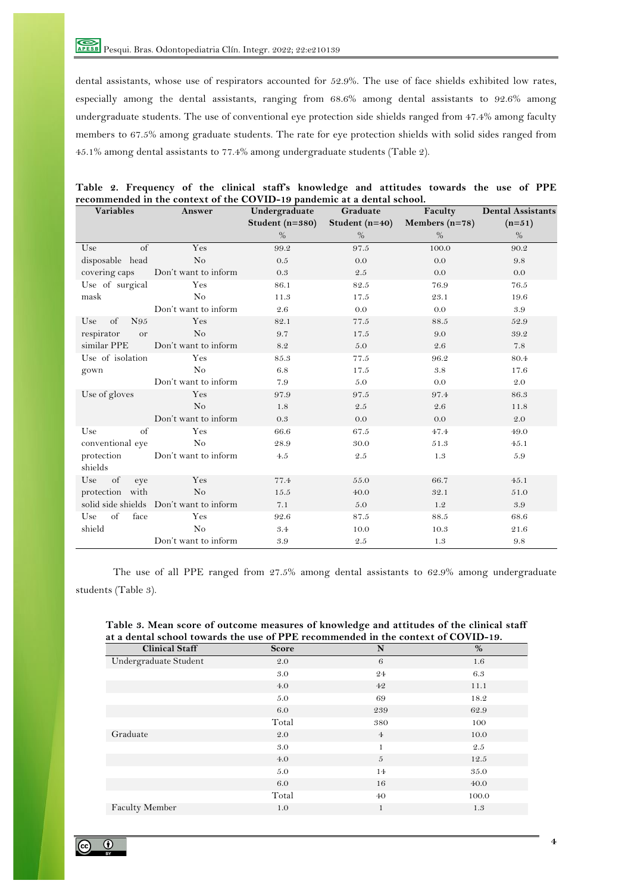dental assistants, whose use of respirators accounted for 52.9%. The use of face shields exhibited low rates, especially among the dental assistants, ranging from 68.6% among dental assistants to 92.6% among undergraduate students. The use of conventional eye protection side shields ranged from 47.4% among faculty members to 67.5% among graduate students. The rate for eye protection shields with solid sides ranged from 45.1% among dental assistants to 77.4% among undergraduate students (Table 2).

**Table 2. Frequency of the clinical staff's knowledge and attitudes towards the use of PPE recommended in the context of the COVID-19 pandemic at a dental school.**

| Variables | Answer | Undergraduate Student (n=380) | Graduate Student (n=40) | Faculty Members (n=78) | Dental Assistants (n=51) |
|---|---|---|---|---|---|
| | | % | % | % | % |
| Use of disposable head covering caps | Yes | 99.2 | 97.5 | 100.0 | 90.2 |
| | No | 0.5 | 0.0 | 0.0 | 9.8 |
| | Don't want to inform | 0.3 | 2.5 | 0.0 | 0.0 |
| Use of surgical mask | Yes | 86.1 | 82.5 | 76.9 | 76.5 |
| | No | 11.3 | 17.5 | 23.1 | 19.6 |
| | Don't want to inform | 2.6 | 0.0 | 0.0 | 3.9 |
| Use of N95 respirator or similar PPE | Yes | 82.1 | 77.5 | 88.5 | 52.9 |
| | No | 9.7 | 17.5 | 9.0 | 39.2 |
| | Don't want to inform | 8.2 | 5.0 | 2.6 | 7.8 |
| Use of isolation gown | Yes | 85.3 | 77.5 | 96.2 | 80.4 |
| | No | 6.8 | 17.5 | 3.8 | 17.6 |
| | Don't want to inform | 7.9 | 5.0 | 0.0 | 2.0 |
| Use of gloves | Yes | 97.9 | 97.5 | 97.4 | 86.3 |
| | No | 1.8 | 2.5 | 2.6 | 11.8 |
| | Don't want to inform | 0.3 | 0.0 | 0.0 | 2.0 |
| Use of conventional eye protection shields | Yes | 66.6 | 67.5 | 47.4 | 49.0 |
| | No | 28.9 | 30.0 | 51.3 | 45.1 |
| | Don't want to inform | 4.5 | 2.5 | 1.3 | 5.9 |
| Use of eye protection with solid side shields | Yes | 77.4 | 55.0 | 66.7 | 45.1 |
| | No | 15.5 | 40.0 | 32.1 | 51.0 |
| | Don't want to inform | 7.1 | 5.0 | 1.2 | 3.9 |
| Use of face shield | Yes | 92.6 | 87.5 | 88.5 | 68.6 |
| | No | 3.4 | 10.0 | 10.3 | 21.6 |
| | Don't want to inform | 3.9 | 2.5 | 1.3 | 9.8 |

The use of all PPE ranged from 27.5% among dental assistants to 62.9% among undergraduate students (Table 3).

**Table 3. Mean score of outcome measures of knowledge and attitudes of the clinical staff at a dental school towards the use of PPE recommended in the context of COVID-19.**

| Clinical Staff | Score | N | % |
|---|---|---|---|
| Undergraduate Student | 2.0 | 6 | 1.6 |
| | 3.0 | 24 | 6.3 |
| | 4.0 | 42 | 11.1 |
| | 5.0 | 69 | 18.2 |
| | 6.0 | 239 | 62.9 |
| | Total | 380 | 100 |
| Graduate | 2.0 | 4 | 10.0 |
| | 3.0 | 1 | 2.5 |
| | 4.0 | 5 | 12.5 |
| | 5.0 | 14 | 35.0 |
| | 6.0 | 16 | 40.0 |
| | Total | 40 | 100.0 |
| Faculty Member | 1.0 | 1 | 1.3 |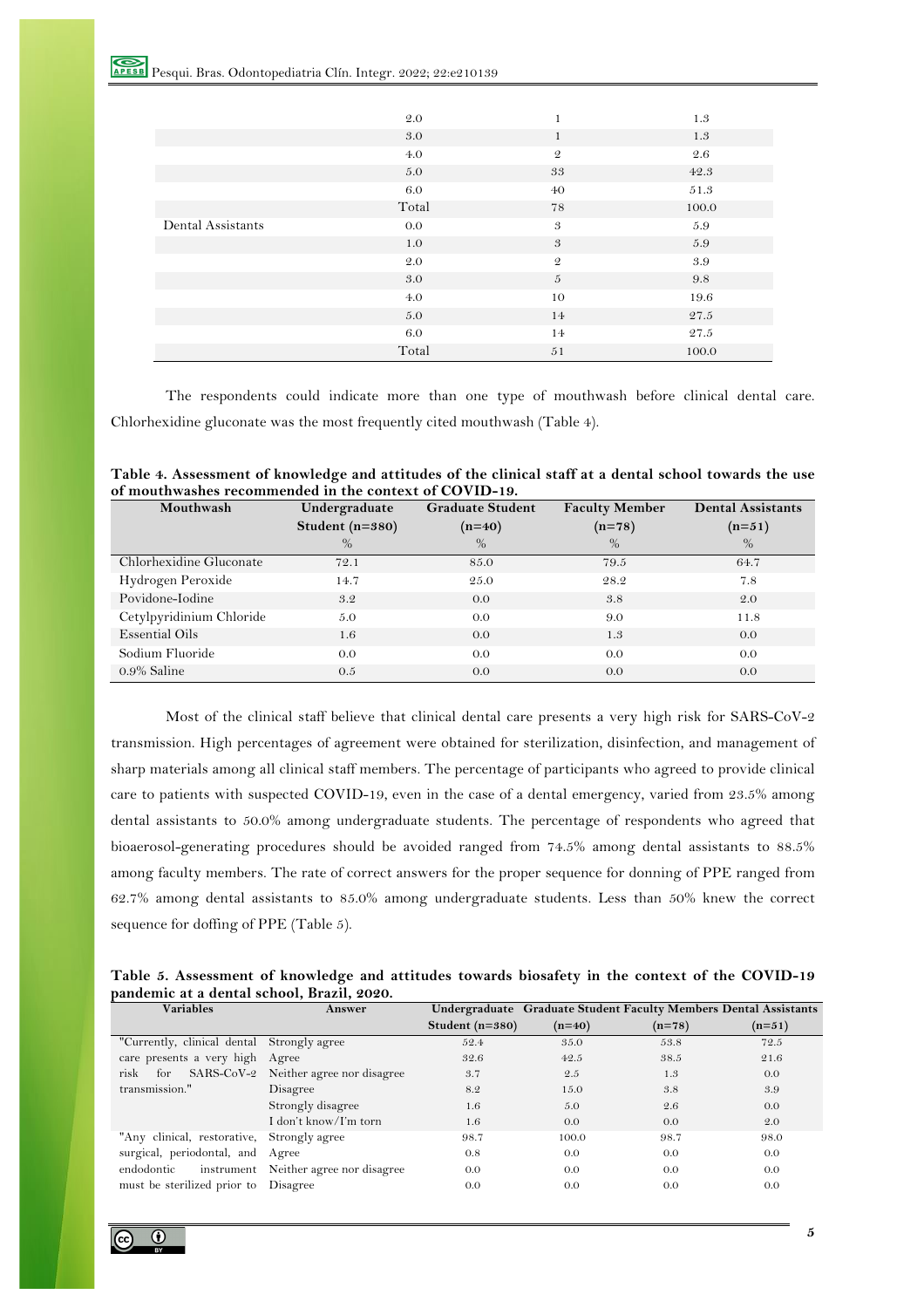| | | | |
|---|---|---|---|
| | 2.0 | 1 | 1.3 |
| | 3.0 | 1 | 1.3 |
| | 4.0 | 2 | 2.6 |
| | 5.0 | 33 | 42.3 |
| | 6.0 | 40 | 51.3 |
| | Total | 78 | 100.0 |
| Dental Assistants | 0.0 | 3 | 5.9 |
| | 1.0 | 3 | 5.9 |
| | 2.0 | 2 | 3.9 |
| | 3.0 | 5 | 9.8 |
| | 4.0 | 10 | 19.6 |
| | 5.0 | 14 | 27.5 |
| | 6.0 | 14 | 27.5 |
| | Total | 51 | 100.0 |

The respondents could indicate more than one type of mouthwash before clinical dental care. Chlorhexidine gluconate was the most frequently cited mouthwash (Table 4).

**Table 4. Assessment of knowledge and attitudes of the clinical staff at a dental school towards the use of mouthwashes recommended in the context of COVID-19.**

| Mouthwash | Undergraduate Student (n=380) | Graduate Student (n=40) | Faculty Member (n=78) | Dental Assistants (n=51) |
|---|---|---|---|---|
| | % | % | % | % |
| Chlorhexidine Gluconate | 72.1 | 85.0 | 79.5 | 64.7 |
| Hydrogen Peroxide | 14.7 | 25.0 | 28.2 | 7.8 |
| Povidone-Iodine | 3.2 | 0.0 | 3.8 | 2.0 |
| Cetylpyridinium Chloride | 5.0 | 0.0 | 9.0 | 11.8 |
| Essential Oils | 1.6 | 0.0 | 1.3 | 0.0 |
| Sodium Fluoride | 0.0 | 0.0 | 0.0 | 0.0 |
| 0.9% Saline | 0.5 | 0.0 | 0.0 | 0.0 |

Most of the clinical staff believe that clinical dental care presents a very high risk for SARS-CoV-2 transmission. High percentages of agreement were obtained for sterilization, disinfection, and management of sharp materials among all clinical staff members. The percentage of participants who agreed to provide clinical care to patients with suspected COVID-19, even in the case of a dental emergency, varied from 23.5% among dental assistants to 50.0% among undergraduate students. The percentage of respondents who agreed that bioaerosol-generating procedures should be avoided ranged from 74.5% among dental assistants to 88.5% among faculty members. The rate of correct answers for the proper sequence for donning of PPE ranged from 62.7% among dental assistants to 85.0% among undergraduate students. Less than 50% knew the correct sequence for doffing of PPE (Table 5).

**Table 5. Assessment of knowledge and attitudes towards biosafety in the context of the COVID-19 pandemic at a dental school, Brazil, 2020.**

| Variables | Answer | Undergraduate Student (n=380) | Graduate Student (n=40) | Faculty Members (n=78) | Dental Assistants (n=51) |
|---|---|---|---|---|---|
| "Currently, clinical dental care presents a very high risk for SARS-CoV-2 transmission." | Strongly agree | 52.4 | 35.0 | 53.8 | 72.5 |
| | Agree | 32.6 | 42.5 | 38.5 | 21.6 |
| | Neither agree nor disagree | 3.7 | 2.5 | 1.3 | 0.0 |
| | Disagree | 8.2 | 15.0 | 3.8 | 3.9 |
| | Strongly disagree | 1.6 | 5.0 | 2.6 | 0.0 |
| | I don't know/I'm torn | 1.6 | 0.0 | 0.0 | 2.0 |
| "Any clinical, restorative, surgical, periodontal, and endodontic instrument must be sterilized prior to | Strongly agree | 98.7 | 100.0 | 98.7 | 98.0 |
| | Agree | 0.8 | 0.0 | 0.0 | 0.0 |
| | Neither agree nor disagree | 0.0 | 0.0 | 0.0 | 0.0 |
| | Disagree | 0.0 | 0.0 | 0.0 | 0.0 |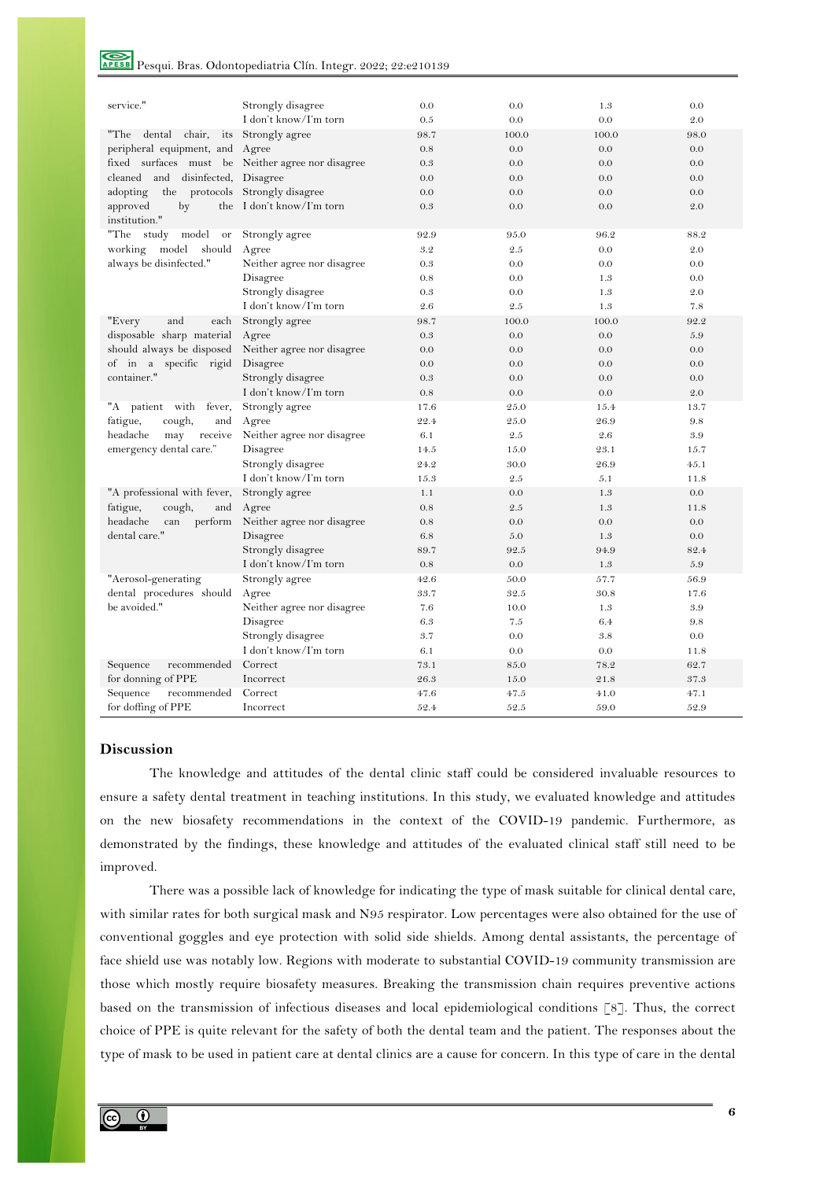| | | | | | |
|---|---|---|---|---|---|
| service." | Strongly disagree | 0.0 | 0.0 | 1.3 | 0.0 |
| | I don't know/I'm torn | 0.5 | 0.0 | 0.0 | 2.0 |
| "The dental chair, its peripheral equipment, and fixed surfaces must be cleaned and disinfected, adopting the protocols approved by the institution." | Strongly agree | 98.7 | 100.0 | 100.0 | 98.0 |
| | Agree | 0.8 | 0.0 | 0.0 | 0.0 |
| | Neither agree nor disagree | 0.3 | 0.0 | 0.0 | 0.0 |
| | Disagree | 0.0 | 0.0 | 0.0 | 0.0 |
| | Strongly disagree | 0.0 | 0.0 | 0.0 | 0.0 |
| | I don't know/I'm torn | 0.3 | 0.0 | 0.0 | 2.0 |
| "The study model or working model should always be disinfected." | Strongly agree | 92.9 | 95.0 | 96.2 | 88.2 |
| | Agree | 3.2 | 2.5 | 0.0 | 2.0 |
| | Neither agree nor disagree | 0.3 | 0.0 | 0.0 | 0.0 |
| | Disagree | 0.8 | 0.0 | 1.3 | 0.0 |
| | Strongly disagree | 0.3 | 0.0 | 1.3 | 2.0 |
| | I don't know/I'm torn | 2.6 | 2.5 | 1.3 | 7.8 |
| "Every and each disposable sharp material should always be disposed of in a specific rigid container." | Strongly agree | 98.7 | 100.0 | 100.0 | 92.2 |
| | Agree | 0.3 | 0.0 | 0.0 | 5.9 |
| | Neither agree nor disagree | 0.0 | 0.0 | 0.0 | 0.0 |
| | Disagree | 0.0 | 0.0 | 0.0 | 0.0 |
| | Strongly disagree | 0.3 | 0.0 | 0.0 | 0.0 |
| | I don't know/I'm torn | 0.8 | 0.0 | 0.0 | 2.0 |
| "A patient with fever, fatigue, cough, and headache may receive emergency dental care." | Strongly agree | 17.6 | 25.0 | 15.4 | 13.7 |
| | Agree | 22.4 | 25.0 | 26.9 | 9.8 |
| | Neither agree nor disagree | 6.1 | 2.5 | 2.6 | 3.9 |
| | Disagree | 14.5 | 15.0 | 23.1 | 15.7 |
| | Strongly disagree | 24.2 | 30.0 | 26.9 | 45.1 |
| | I don't know/I'm torn | 15.3 | 2.5 | 5.1 | 11.8 |
| "A professional with fever, fatigue, cough, and headache can perform dental care." | Strongly agree | 1.1 | 0.0 | 1.3 | 0.0 |
| | Agree | 0.8 | 2.5 | 1.3 | 11.8 |
| | Neither agree nor disagree | 0.8 | 0.0 | 0.0 | 0.0 |
| | Disagree | 6.8 | 5.0 | 1.3 | 0.0 |
| | Strongly disagree | 89.7 | 92.5 | 94.9 | 82.4 |
| | I don't know/I'm torn | 0.8 | 0.0 | 1.3 | 5.9 |
| "Aerosol-generating dental procedures should be avoided." | Strongly agree | 42.6 | 50.0 | 57.7 | 56.9 |
| | Agree | 33.7 | 32.5 | 30.8 | 17.6 |
| | Neither agree nor disagree | 7.6 | 10.0 | 1.3 | 3.9 |
| | Disagree | 6.3 | 7.5 | 6.4 | 9.8 |
| | Strongly disagree | 3.7 | 0.0 | 3.8 | 0.0 |
| | I don't know/I'm torn | 6.1 | 0.0 | 0.0 | 11.8 |
| Sequence recommended for donning of PPE | Correct | 73.1 | 85.0 | 78.2 | 62.7 |
| | Incorrect | 26.3 | 15.0 | 21.8 | 37.3 |
| Sequence recommended for doffing of PPE | Correct | 47.6 | 47.5 | 41.0 | 47.1 |
| | Incorrect | 52.4 | 52.5 | 59.0 | 52.9 |

## Discussion

The knowledge and attitudes of the dental clinic staff could be considered invaluable resources to ensure a safety dental treatment in teaching institutions. In this study, we evaluated knowledge and attitudes on the new biosafety recommendations in the context of the COVID-19 pandemic. Furthermore, as demonstrated by the findings, these knowledge and attitudes of the evaluated clinical staff still need to be improved.

There was a possible lack of knowledge for indicating the type of mask suitable for clinical dental care, with similar rates for both surgical mask and N95 respirator. Low percentages were also obtained for the use of conventional goggles and eye protection with solid side shields. Among dental assistants, the percentage of face shield use was notably low. Regions with moderate to substantial COVID-19 community transmission are those which mostly require biosafety measures. Breaking the transmission chain requires preventive actions based on the transmission of infectious diseases and local epidemiological conditions [8]. Thus, the correct choice of PPE is quite relevant for the safety of both the dental team and the patient. The responses about the type of mask to be used in patient care at dental clinics are a cause for concern. In this type of care in the dental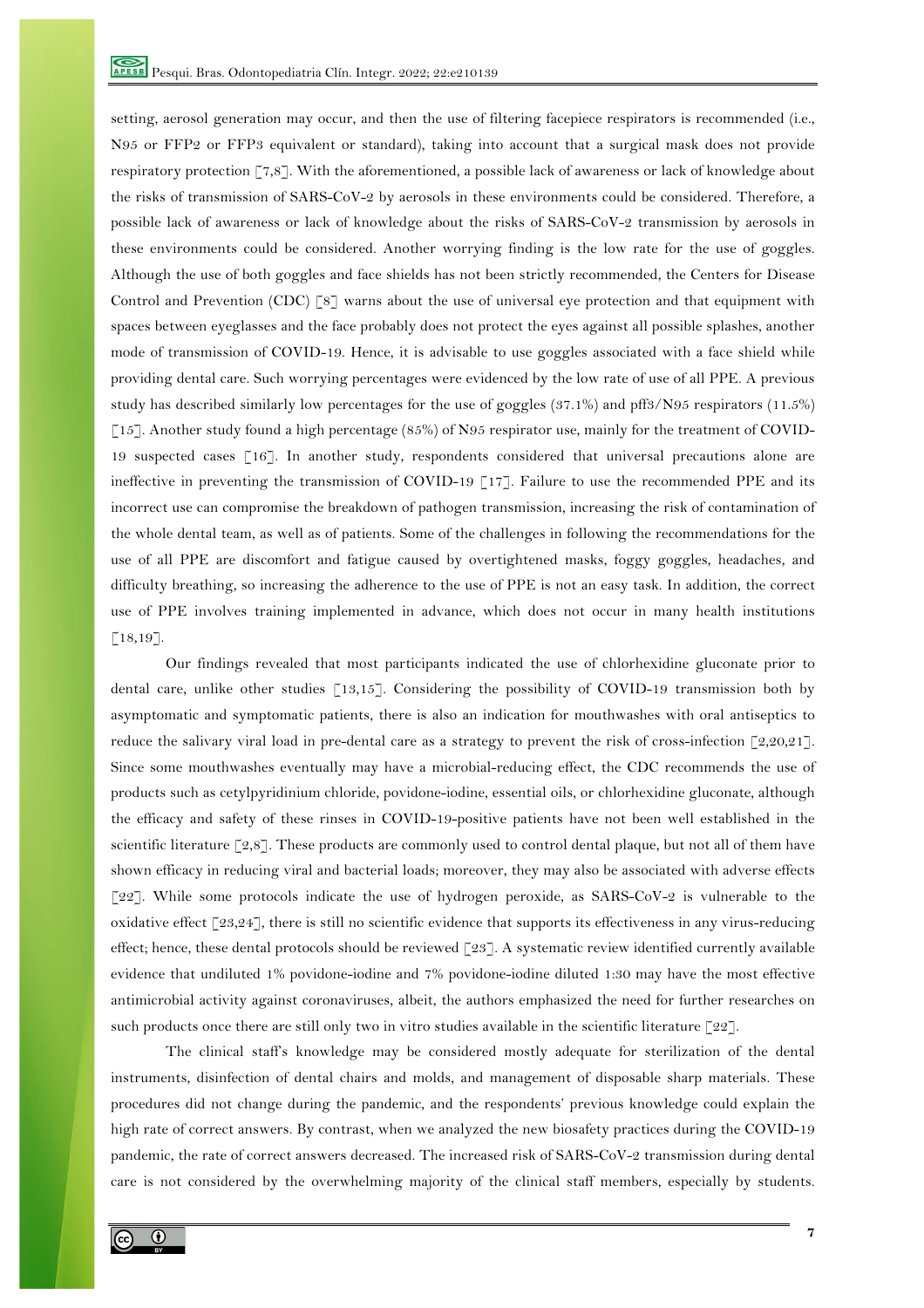setting, aerosol generation may occur, and then the use of filtering facepiece respirators is recommended (i.e., N95 or FFP2 or FFP3 equivalent or standard), taking into account that a surgical mask does not provide respiratory protection [7,8]. With the aforementioned, a possible lack of awareness or lack of knowledge about the risks of transmission of SARS-CoV-2 by aerosols in these environments could be considered. Therefore, a possible lack of awareness or lack of knowledge about the risks of SARS-CoV-2 transmission by aerosols in these environments could be considered. Another worrying finding is the low rate for the use of goggles. Although the use of both goggles and face shields has not been strictly recommended, the Centers for Disease Control and Prevention (CDC) [8] warns about the use of universal eye protection and that equipment with spaces between eyeglasses and the face probably does not protect the eyes against all possible splashes, another mode of transmission of COVID-19. Hence, it is advisable to use goggles associated with a face shield while providing dental care. Such worrying percentages were evidenced by the low rate of use of all PPE. A previous study has described similarly low percentages for the use of goggles (37.1%) and pff3/N95 respirators (11.5%) [15]. Another study found a high percentage (85%) of N95 respirator use, mainly for the treatment of COVID-19 suspected cases [16]. In another study, respondents considered that universal precautions alone are ineffective in preventing the transmission of COVID-19 [17]. Failure to use the recommended PPE and its incorrect use can compromise the breakdown of pathogen transmission, increasing the risk of contamination of the whole dental team, as well as of patients. Some of the challenges in following the recommendations for the use of all PPE are discomfort and fatigue caused by overtightened masks, foggy goggles, headaches, and difficulty breathing, so increasing the adherence to the use of PPE is not an easy task. In addition, the correct use of PPE involves training implemented in advance, which does not occur in many health institutions [18,19].

Our findings revealed that most participants indicated the use of chlorhexidine gluconate prior to dental care, unlike other studies [13,15]. Considering the possibility of COVID-19 transmission both by asymptomatic and symptomatic patients, there is also an indication for mouthwashes with oral antiseptics to reduce the salivary viral load in pre-dental care as a strategy to prevent the risk of cross-infection [2,20,21]. Since some mouthwashes eventually may have a microbial-reducing effect, the CDC recommends the use of products such as cetylpyridinium chloride, povidone-iodine, essential oils, or chlorhexidine gluconate, although the efficacy and safety of these rinses in COVID-19-positive patients have not been well established in the scientific literature [2,8]. These products are commonly used to control dental plaque, but not all of them have shown efficacy in reducing viral and bacterial loads; moreover, they may also be associated with adverse effects [22]. While some protocols indicate the use of hydrogen peroxide, as SARS-CoV-2 is vulnerable to the oxidative effect [23,24], there is still no scientific evidence that supports its effectiveness in any virus-reducing effect; hence, these dental protocols should be reviewed [23]. A systematic review identified currently available evidence that undiluted 1% povidone-iodine and 7% povidone-iodine diluted 1:30 may have the most effective antimicrobial activity against coronaviruses, albeit, the authors emphasized the need for further researches on such products once there are still only two in vitro studies available in the scientific literature [22].

The clinical staff's knowledge may be considered mostly adequate for sterilization of the dental instruments, disinfection of dental chairs and molds, and management of disposable sharp materials. These procedures did not change during the pandemic, and the respondents' previous knowledge could explain the high rate of correct answers. By contrast, when we analyzed the new biosafety practices during the COVID-19 pandemic, the rate of correct answers decreased. The increased risk of SARS-CoV-2 transmission during dental care is not considered by the overwhelming majority of the clinical staff members, especially by students.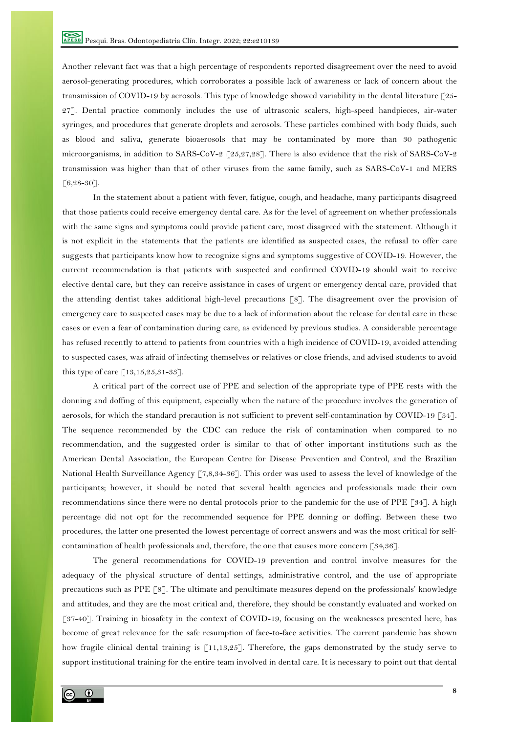Another relevant fact was that a high percentage of respondents reported disagreement over the need to avoid aerosol-generating procedures, which corroborates a possible lack of awareness or lack of concern about the transmission of COVID-19 by aerosols. This type of knowledge showed variability in the dental literature [25-27]. Dental practice commonly includes the use of ultrasonic scalers, high-speed handpieces, air-water syringes, and procedures that generate droplets and aerosols. These particles combined with body fluids, such as blood and saliva, generate bioaerosols that may be contaminated by more than 30 pathogenic microorganisms, in addition to SARS-CoV-2 [25,27,28]. There is also evidence that the risk of SARS-CoV-2 transmission was higher than that of other viruses from the same family, such as SARS-CoV-1 and MERS [6,28-30].

In the statement about a patient with fever, fatigue, cough, and headache, many participants disagreed that those patients could receive emergency dental care. As for the level of agreement on whether professionals with the same signs and symptoms could provide patient care, most disagreed with the statement. Although it is not explicit in the statements that the patients are identified as suspected cases, the refusal to offer care suggests that participants know how to recognize signs and symptoms suggestive of COVID-19. However, the current recommendation is that patients with suspected and confirmed COVID-19 should wait to receive elective dental care, but they can receive assistance in cases of urgent or emergency dental care, provided that the attending dentist takes additional high-level precautions [8]. The disagreement over the provision of emergency care to suspected cases may be due to a lack of information about the release for dental care in these cases or even a fear of contamination during care, as evidenced by previous studies. A considerable percentage has refused recently to attend to patients from countries with a high incidence of COVID-19, avoided attending to suspected cases, was afraid of infecting themselves or relatives or close friends, and advised students to avoid this type of care [13,15,25,31-33].

A critical part of the correct use of PPE and selection of the appropriate type of PPE rests with the donning and doffing of this equipment, especially when the nature of the procedure involves the generation of aerosols, for which the standard precaution is not sufficient to prevent self-contamination by COVID-19 [34]. The sequence recommended by the CDC can reduce the risk of contamination when compared to no recommendation, and the suggested order is similar to that of other important institutions such as the American Dental Association, the European Centre for Disease Prevention and Control, and the Brazilian National Health Surveillance Agency [7,8,34-36]. This order was used to assess the level of knowledge of the participants; however, it should be noted that several health agencies and professionals made their own recommendations since there were no dental protocols prior to the pandemic for the use of PPE [34]. A high percentage did not opt for the recommended sequence for PPE donning or doffing. Between these two procedures, the latter one presented the lowest percentage of correct answers and was the most critical for self-contamination of health professionals and, therefore, the one that causes more concern [34,36].

The general recommendations for COVID-19 prevention and control involve measures for the adequacy of the physical structure of dental settings, administrative control, and the use of appropriate precautions such as PPE [8]. The ultimate and penultimate measures depend on the professionals' knowledge and attitudes, and they are the most critical and, therefore, they should be constantly evaluated and worked on [37-40]. Training in biosafety in the context of COVID-19, focusing on the weaknesses presented here, has become of great relevance for the safe resumption of face-to-face activities. The current pandemic has shown how fragile clinical dental training is [11,13,25]. Therefore, the gaps demonstrated by the study serve to support institutional training for the entire team involved in dental care. It is necessary to point out that dental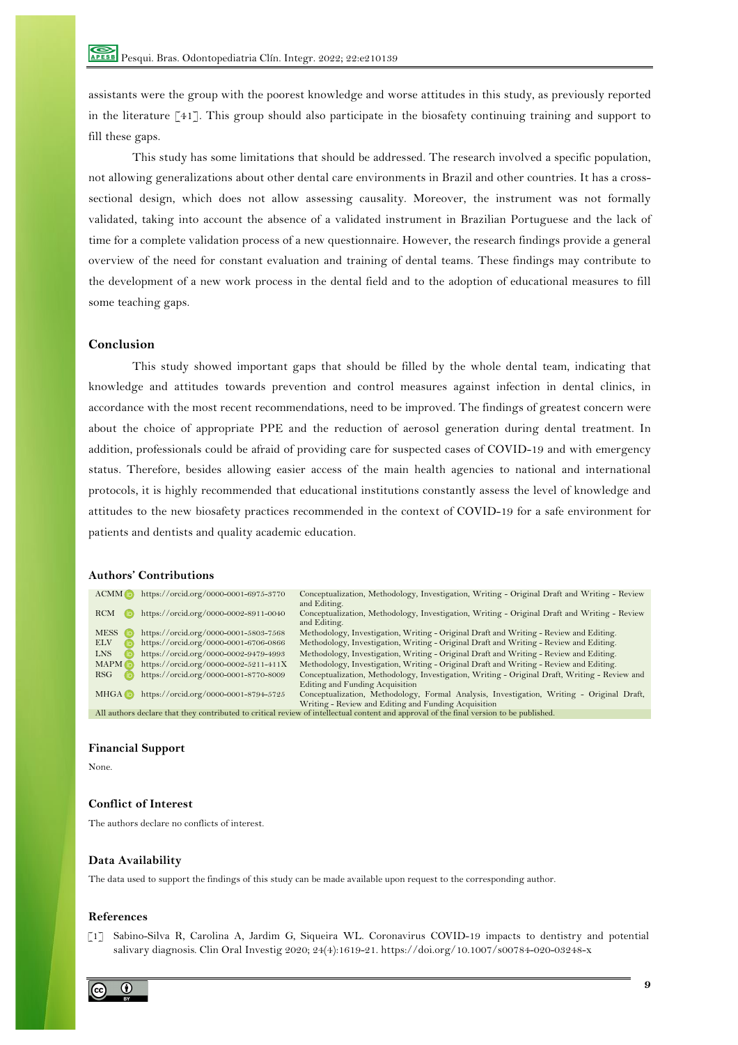assistants were the group with the poorest knowledge and worse attitudes in this study, as previously reported in the literature [41]. This group should also participate in the biosafety continuing training and support to fill these gaps.

This study has some limitations that should be addressed. The research involved a specific population, not allowing generalizations about other dental care environments in Brazil and other countries. It has a cross-sectional design, which does not allow assessing causality. Moreover, the instrument was not formally validated, taking into account the absence of a validated instrument in Brazilian Portuguese and the lack of time for a complete validation process of a new questionnaire. However, the research findings provide a general overview of the need for constant evaluation and training of dental teams. These findings may contribute to the development of a new work process in the dental field and to the adoption of educational measures to fill some teaching gaps.

## Conclusion

This study showed important gaps that should be filled by the whole dental team, indicating that knowledge and attitudes towards prevention and control measures against infection in dental clinics, in accordance with the most recent recommendations, need to be improved. The findings of greatest concern were about the choice of appropriate PPE and the reduction of aerosol generation during dental treatment. In addition, professionals could be afraid of providing care for suspected cases of COVID-19 and with emergency status. Therefore, besides allowing easier access of the main health agencies to national and international protocols, it is highly recommended that educational institutions constantly assess the level of knowledge and attitudes to the new biosafety practices recommended in the context of COVID-19 for a safe environment for patients and dentists and quality academic education.

## Authors' Contributions

| | | |
|---|---|---|
| ACMM | https://orcid.org/0000-0001-6975-3770 | Conceptualization, Methodology, Investigation, Writing - Original Draft and Writing - Review and Editing. |
| RCM | https://orcid.org/0000-0002-8911-0040 | Conceptualization, Methodology, Investigation, Writing - Original Draft and Writing - Review and Editing. |
| MESS | https://orcid.org/0000-0001-5803-7568 | Methodology, Investigation, Writing - Original Draft and Writing - Review and Editing. |
| ELV | https://orcid.org/0000-0001-6706-0866 | Methodology, Investigation, Writing - Original Draft and Writing - Review and Editing. |
| LNS | https://orcid.org/0000-0002-9479-4993 | Methodology, Investigation, Writing - Original Draft and Writing - Review and Editing. |
| MAPM | https://orcid.org/0000-0002-5211-411X | Methodology, Investigation, Writing - Original Draft and Writing - Review and Editing. |
| RSG | https://orcid.org/0000-0001-8770-8009 | Conceptualization, Methodology, Investigation, Writing - Original Draft, Writing - Review and Editing and Funding Acquisition |
| MHGA | https://orcid.org/0000-0001-8794-5725 | Conceptualization, Methodology, Formal Analysis, Investigation, Writing - Original Draft, Writing - Review and Editing and Funding Acquisition |

All authors declare that they contributed to critical review of intellectual content and approval of the final version to be published.

## Financial Support

None.

## Conflict of Interest

The authors declare no conflicts of interest.

## Data Availability

The data used to support the findings of this study can be made available upon request to the corresponding author.

## References

[1] Sabino-Silva R, Carolina A, Jardim G, Siqueira WL. Coronavirus COVID-19 impacts to dentistry and potential salivary diagnosis. Clin Oral Investig 2020; 24(4):1619-21. https://doi.org/10.1007/s00784-020-03248-x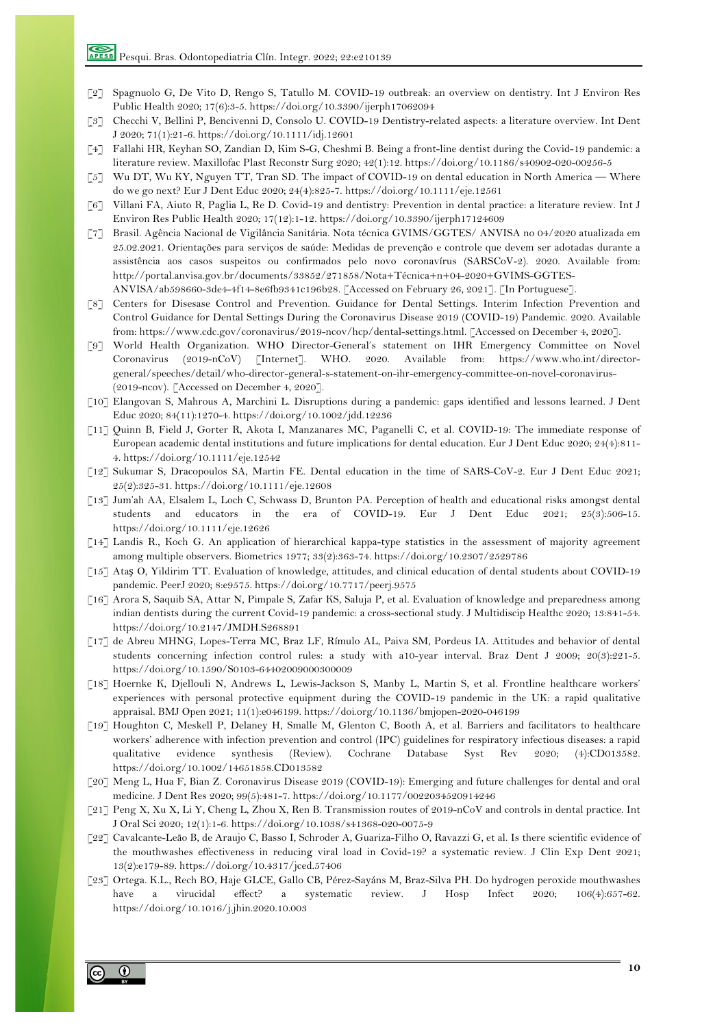[2] Spagnuolo G, De Vito D, Rengo S, Tatullo M. COVID-19 outbreak: an overview on dentistry. Int J Environ Res Public Health 2020; 17(6):3-5. https://doi.org/10.3390/ijerph17062094

[3] Checchi V, Bellini P, Bencivenni D, Consolo U. COVID-19 Dentistry-related aspects: a literature overview. Int Dent J 2020; 71(1):21-6. https://doi.org/10.1111/idj.12601

[4] Fallahi HR, Keyhan SO, Zandian D, Kim S-G, Cheshmi B. Being a front-line dentist during the Covid-19 pandemic: a literature review. Maxillofac Plast Reconstr Surg 2020; 42(1):12. https://doi.org/10.1186/s40902-020-00256-5

[5] Wu DT, Wu KY, Nguyen TT, Tran SD. The impact of COVID-19 on dental education in North America — Where do we go next? Eur J Dent Educ 2020; 24(4):825-7. https://doi.org/10.1111/eje.12561

[6] Villani FA, Aiuto R, Paglia L, Re D. Covid-19 and dentistry: Prevention in dental practice: a literature review. Int J Environ Res Public Health 2020; 17(12):1-12. https://doi.org/10.3390/ijerph17124609

[7] Brasil. Agência Nacional de Vigilância Sanitária. Nota técnica GVIMS/GGTES/ ANVISA no 04/2020 atualizada em 25.02.2021. Orientações para serviços de saúde: Medidas de prevenção e controle que devem ser adotadas durante a assistência aos casos suspeitos ou confirmados pelo novo coronavírus (SARSCoV-2). 2020. Available from: http://portal.anvisa.gov.br/documents/33852/271858/Nota+Técnica+n+04-2020+GVIMS-GGTES-ANVISA/ab598660-3de4-4f14-8e6fb9341c196b28. [Accessed on February 26, 2021]. [In Portuguese].

[8] Centers for Disesase Control and Prevention. Guidance for Dental Settings. Interim Infection Prevention and Control Guidance for Dental Settings During the Coronavirus Disease 2019 (COVID-19) Pandemic. 2020. Available from: https://www.cdc.gov/coronavirus/2019-ncov/hcp/dental-settings.html. [Accessed on December 4, 2020].

[9] World Health Organization. WHO Director-General's statement on IHR Emergency Committee on Novel Coronavirus (2019-nCoV) [Internet]. WHO. 2020. Available from: https://www.who.int/director-general/speeches/detail/who-director-general-s-statement-on-ihr-emergency-committee-on-novel-coronavirus-(2019-ncov). [Accessed on December 4, 2020].

[10] Elangovan S, Mahrous A, Marchini L. Disruptions during a pandemic: gaps identified and lessons learned. J Dent Educ 2020; 84(11):1270-4. https://doi.org/10.1002/jdd.12236

[11] Quinn B, Field J, Gorter R, Akota I, Manzanares MC, Paganelli C, et al. COVID-19: The immediate response of European academic dental institutions and future implications for dental education. Eur J Dent Educ 2020; 24(4):811-4. https://doi.org/10.1111/eje.12542

[12] Sukumar S, Dracopoulos SA, Martin FE. Dental education in the time of SARS-CoV-2. Eur J Dent Educ 2021; 25(2):325-31. https://doi.org/10.1111/eje.12608

[13] Jum'ah AA, Elsalem L, Loch C, Schwass D, Brunton PA. Perception of health and educational risks amongst dental students and educators in the era of COVID-19. Eur J Dent Educ 2021; 25(3):506-15. https://doi.org/10.1111/eje.12626

[14] Landis R., Koch G. An application of hierarchical kappa-type statistics in the assessment of majority agreement among multiple observers. Biometrics 1977; 33(2):363-74. https://doi.org/10.2307/2529786

[15] Ataş O, Yildirim TT. Evaluation of knowledge, attitudes, and clinical education of dental students about COVID-19 pandemic. PeerJ 2020; 8:e9575. https://doi.org/10.7717/peerj.9575

[16] Arora S, Saquib SA, Attar N, Pimpale S, Zafar KS, Saluja P, et al. Evaluation of knowledge and preparedness among indian dentists during the current Covid-19 pandemic: a cross-sectional study. J Multidiscip Healthc 2020; 13:841-54. https://doi.org/10.2147/JMDH.S268891

[17] de Abreu MHNG, Lopes-Terra MC, Braz LF, Rímulo AL, Paiva SM, Pordeus IA. Attitudes and behavior of dental students concerning infection control rules: a study with a10-year interval. Braz Dent J 2009; 20(3):221-5. https://doi.org/10.1590/S0103-64402009000300009

[18] Hoernke K, Djellouli N, Andrews L, Lewis-Jackson S, Manby L, Martin S, et al. Frontline healthcare workers' experiences with personal protective equipment during the COVID-19 pandemic in the UK: a rapid qualitative appraisal. BMJ Open 2021; 11(1):e046199. https://doi.org/10.1136/bmjopen-2020-046199

[19] Houghton C, Meskell P, Delaney H, Smalle M, Glenton C, Booth A, et al. Barriers and facilitators to healthcare workers' adherence with infection prevention and control (IPC) guidelines for respiratory infectious diseases: a rapid qualitative evidence synthesis (Review). Cochrane Database Syst Rev 2020; (4):CD013582. https://doi.org/10.1002/14651858.CD013582

[20] Meng L, Hua F, Bian Z. Coronavirus Disease 2019 (COVID-19): Emerging and future challenges for dental and oral medicine. J Dent Res 2020; 99(5):481-7. https://doi.org/10.1177/0022034520914246

[21] Peng X, Xu X, Li Y, Cheng L, Zhou X, Ren B. Transmission routes of 2019-nCoV and controls in dental practice. Int J Oral Sci 2020; 12(1):1-6. https://doi.org/10.1038/s41368-020-0075-9

[22] Cavalcante-Leão B, de Araujo C, Basso I, Schroder A, Guariza-Filho O, Ravazzi G, et al. Is there scientific evidence of the mouthwashes effectiveness in reducing viral load in Covid-19? a systematic review. J Clin Exp Dent 2021; 13(2):e179-89. https://doi.org/10.4317/jced.57406

[23] Ortega. K.L., Rech BO, Haje GLCE, Gallo CB, Pérez-Sayáns M, Braz-Silva PH. Do hydrogen peroxide mouthwashes have a virucidal effect? a systematic review. J Hosp Infect 2020; 106(4):657-62. https://doi.org/10.1016/j.jhin.2020.10.003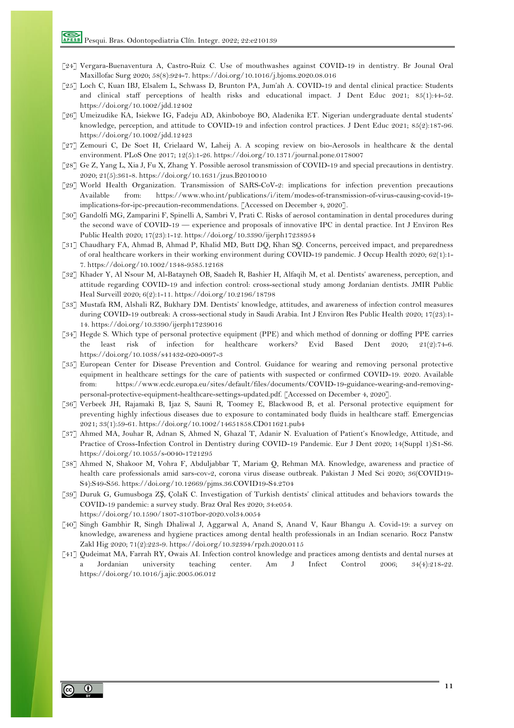[24] Vergara-Buenaventura A, Castro-Ruiz C. Use of mouthwashes against COVID-19 in dentistry. Br Jounal Oral Maxillofac Surg 2020; 58(8):924-7. https://doi.org/10.1016/j.bjoms.2020.08.016

[25] Loch C, Kuan IBJ, Elsalem L, Schwass D, Brunton PA, Jum'ah A. COVID-19 and dental clinical practice: Students and clinical staff perceptions of health risks and educational impact. J Dent Educ 2021; 85(1):44-52. https://doi.org/10.1002/jdd.12402

[26] Umeizudike KA, Isiekwe IG, Fadeju AD, Akinboboye BO, Aladenika ET. Nigerian undergraduate dental students' knowledge, perception, and attitude to COVID-19 and infection control practices. J Dent Educ 2021; 85(2):187-96. https://doi.org/10.1002/jdd.12423

[27] Zemouri C, De Soet H, Crielaard W, Laheij A. A scoping review on bio-Aerosols in healthcare & the dental environment. PLoS One 2017; 12(5):1-26. https://doi.org/10.1371/journal.pone.0178007

[28] Ge Z, Yang L, Xia J, Fu X, Zhang Y. Possible aerosol transmission of COVID-19 and special precautions in dentistry. 2020; 21(5):361-8. https://doi.org/10.1631/jzus.B2010010

[29] World Health Organization. Transmission of SARS-CoV-2: implications for infection prevention precautions Available from: https://www.who.int/publications/i/item/modes-of-transmission-of-virus-causing-covid-19-implications-for-ipc-precaution-recommendations. [Accessed on December 4, 2020].

[30] Gandolfi MG, Zamparini F, Spinelli A, Sambri V, Prati C. Risks of aerosol contamination in dental procedures during the second wave of COVID-19 — experience and proposals of innovative IPC in dental practice. Int J Environ Res Public Health 2020; 17(23):1-12. https://doi.org/10.3390/ijerph17238954

[31] Chaudhary FA, Ahmad B, Ahmad P, Khalid MD, Butt DQ, Khan SQ. Concerns, perceived impact, and preparedness of oral healthcare workers in their working environment during COVID-19 pandemic. J Occup Health 2020; 62(1):1-7. https://doi.org/10.1002/1348-9585.12168

[32] Khader Y, Al Nsour M, Al-Batayneh OB, Saadeh R, Bashier H, Alfaqih M, et al. Dentists' awareness, perception, and attitude regarding COVID-19 and infection control: cross-sectional study among Jordanian dentists. JMIR Public Heal Surveill 2020; 6(2):1-11. https://doi.org/10.2196/18798

[33] Mustafa RM, Alshali RZ, Bukhary DM. Dentists' knowledge, attitudes, and awareness of infection control measures during COVID-19 outbreak: A cross-sectional study in Saudi Arabia. Int J Environ Res Public Health 2020; 17(23):1-14. https://doi.org/10.3390/ijerph17239016

[34] Hegde S. Which type of personal protective equipment (PPE) and which method of donning or doffing PPE carries the least risk of infection for healthcare workers? Evid Based Dent 2020; 21(2):74-6. https://doi.org/10.1038/s41432-020-0097-3

[35] European Center for Disease Prevention and Control. Guidance for wearing and removing personal protective equipment in healthcare settings for the care of patients with suspected or confirmed COVID-19. 2020. Available from: https://www.ecdc.europa.eu/sites/default/files/documents/COVID-19-guidance-wearing-and-removing-personal-protective-equipment-healthcare-settings-updated.pdf. [Accessed on December 4, 2020].

[36] Verbeek JH, Rajamaki B, Ijaz S, Sauni R, Toomey E, Blackwood B, et al. Personal protective equipment for preventing highly infectious diseases due to exposure to contaminated body fluids in healthcare staff. Emergencias 2021; 33(1):59-61. https://doi.org/10.1002/14651858.CD011621.pub4

[37] Ahmed MA, Jouhar R, Adnan S, Ahmed N, Ghazal T, Adanir N. Evaluation of Patient's Knowledge, Attitude, and Practice of Cross-Infection Control in Dentistry during COVID-19 Pandemic. Eur J Dent 2020; 14(Suppl 1):S1-S6. https://doi.org/10.1055/s-0040-1721295

[38] Ahmed N, Shakoor M, Vohra F, Abduljabbar T, Mariam Q, Rehman MA. Knowledge, awareness and practice of health care professionals amid sars-cov-2, corona virus disease outbreak. Pakistan J Med Sci 2020; 36(COVID19-S4):S49-S56. https://doi.org/10.12669/pjms.36.COVID19-S4.2704

[39] Duruk G, Gumusboga ZŞ, ÇolaK C. Investigation of Turkish dentists' clinical attitudes and behaviors towards the COVID-19 pandemic: a survey study. Braz Oral Res 2020; 34:e054. https://doi.org/10.1590/1807-3107bor-2020.vol34.0054

[40] Singh Gambhir R, Singh Dhaliwal J, Aggarwal A, Anand S, Anand V, Kaur Bhangu A. Covid-19: a survey on knowledge, awareness and hygiene practices among dental health professionals in an Indian scenario. Rocz Panstw Zakl Hig 2020; 71(2):223-9. https://doi.org/10.32394/rpzh.2020.0115

[41] Qudeimat MA, Farrah RY, Owais AI. Infection control knowledge and practices among dentists and dental nurses at a Jordanian university teaching center. Am J Infect Control 2006; 34(4):218-22. https://doi.org/10.1016/j.ajic.2005.06.012